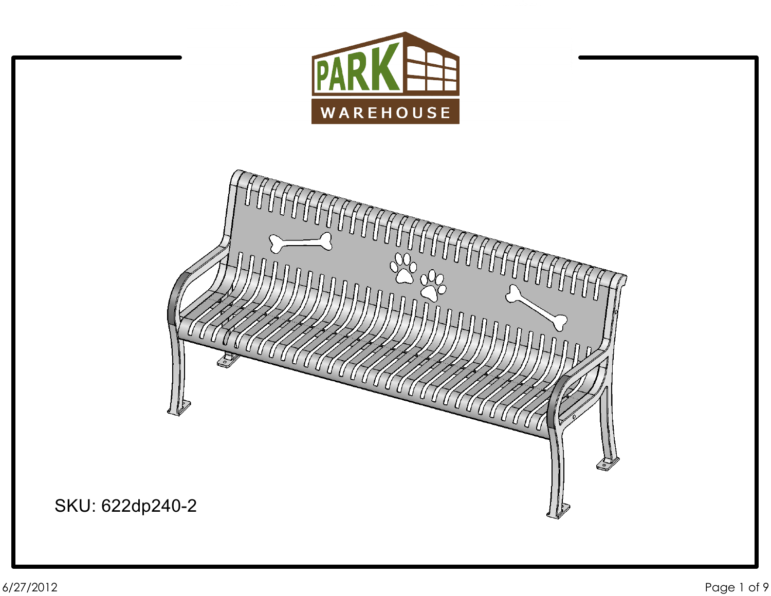PARK WAREHOUSE

SKU: 622dp240-2

6/27/2012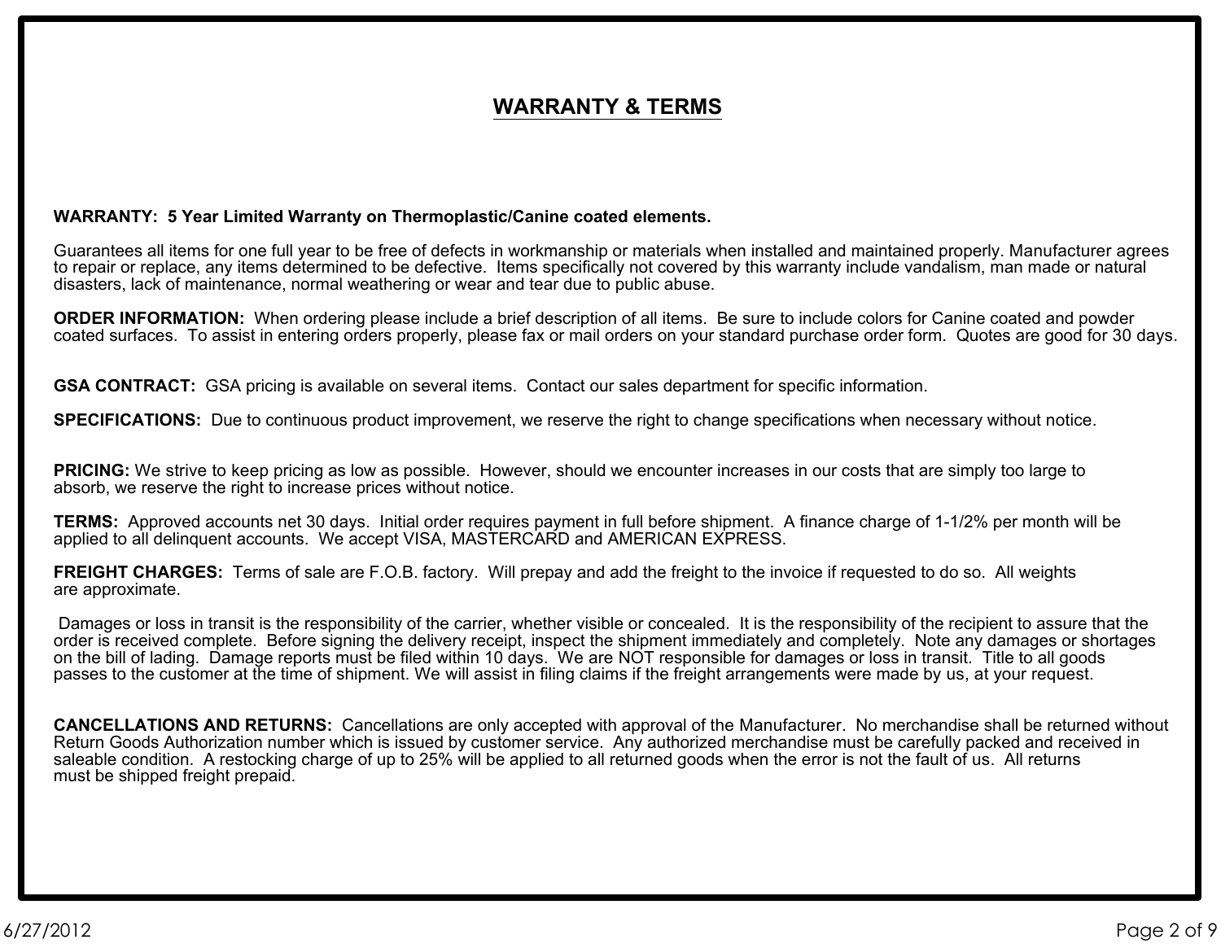# WARRANTY & TERMS

**WARRANTY: 5 Year Limited Warranty on Thermoplastic/Canine coated elements.**

Guarantees all items for one full year to be free of defects in workmanship or materials when installed and maintained properly. Manufacturer agrees to repair or replace, any items determined to be defective. Items specifically not covered by this warranty include vandalism, man made or natural disasters, lack of maintenance, normal weathering or wear and tear due to public abuse.

**ORDER INFORMATION:** When ordering please include a brief description of all items. Be sure to include colors for Canine coated and powder coated surfaces. To assist in entering orders properly, please fax or mail orders on your standard purchase order form. Quotes are good for 30 days.

**GSA CONTRACT:** GSA pricing is available on several items. Contact our sales department for specific information.

**SPECIFICATIONS:** Due to continuous product improvement, we reserve the right to change specifications when necessary without notice.

**PRICING:** We strive to keep pricing as low as possible. However, should we encounter increases in our costs that are simply too large to absorb, we reserve the right to increase prices without notice.

**TERMS:** Approved accounts net 30 days. Initial order requires payment in full before shipment. A finance charge of 1-1/2% per month will be applied to all delinquent accounts. We accept VISA, MASTERCARD and AMERICAN EXPRESS.

**FREIGHT CHARGES:** Terms of sale are F.O.B. factory. Will prepay and add the freight to the invoice if requested to do so. All weights are approximate.

Damages or loss in transit is the responsibility of the carrier, whether visible or concealed. It is the responsibility of the recipient to assure that the order is received complete. Before signing the delivery receipt, inspect the shipment immediately and completely. Note any damages or shortages on the bill of lading. Damage reports must be filed within 10 days. We are NOT responsible for damages or loss in transit. Title to all goods passes to the customer at the time of shipment. We will assist in filing claims if the freight arrangements were made by us, at your request.

**CANCELLATIONS AND RETURNS:** Cancellations are only accepted with approval of the Manufacturer. No merchandise shall be returned without Return Goods Authorization number which is issued by customer service. Any authorized merchandise must be carefully packed and received in saleable condition. A restocking charge of up to 25% will be applied to all returned goods when the error is not the fault of us. All returns must be shipped freight prepaid.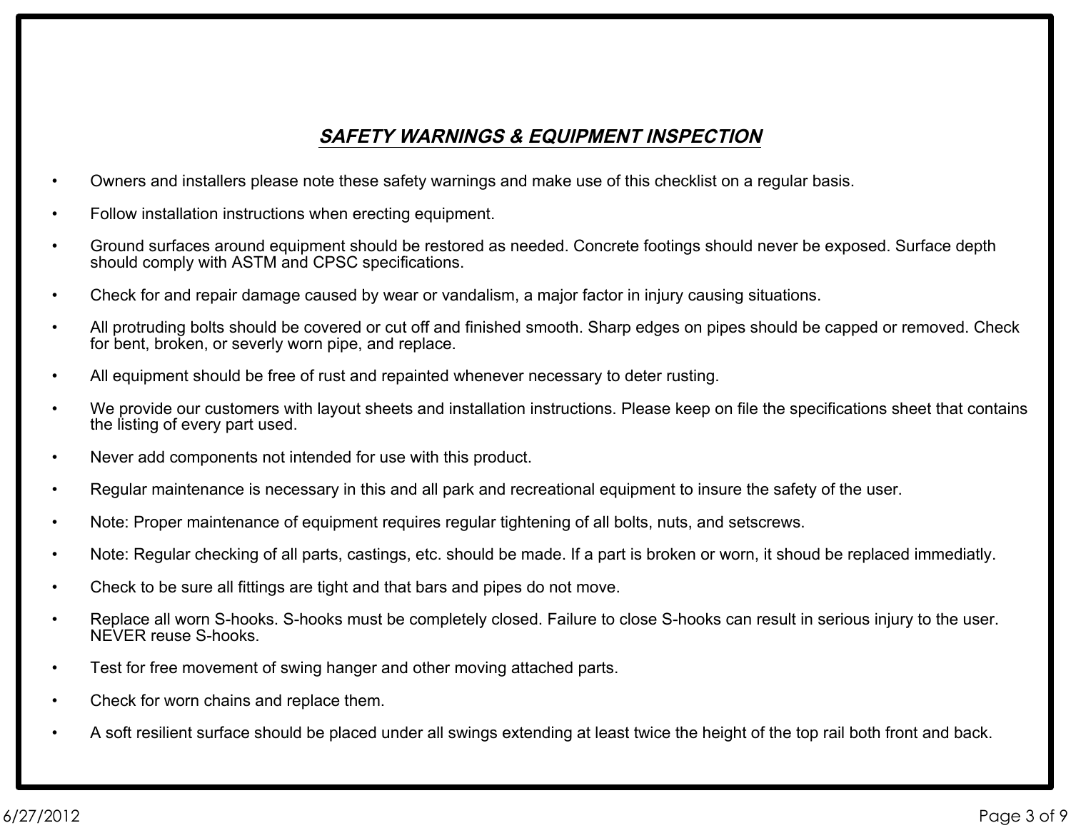## ***SAFETY WARNINGS & EQUIPMENT INSPECTION***

- Owners and installers please note these safety warnings and make use of this checklist on a regular basis.
- Follow installation instructions when erecting equipment.
- Ground surfaces around equipment should be restored as needed. Concrete footings should never be exposed. Surface depth should comply with ASTM and CPSC specifications.
- Check for and repair damage caused by wear or vandalism, a major factor in injury causing situations.
- All protruding bolts should be covered or cut off and finished smooth. Sharp edges on pipes should be capped or removed. Check for bent, broken, or severly worn pipe, and replace.
- All equipment should be free of rust and repainted whenever necessary to deter rusting.
- We provide our customers with layout sheets and installation instructions. Please keep on file the specifications sheet that contains the listing of every part used.
- Never add components not intended for use with this product.
- Regular maintenance is necessary in this and all park and recreational equipment to insure the safety of the user.
- Note: Proper maintenance of equipment requires regular tightening of all bolts, nuts, and setscrews.
- Note: Regular checking of all parts, castings, etc. should be made. If a part is broken or worn, it shoud be replaced immediatly.
- Check to be sure all fittings are tight and that bars and pipes do not move.
- Replace all worn S-hooks. S-hooks must be completely closed. Failure to close S-hooks can result in serious injury to the user. NEVER reuse S-hooks.
- Test for free movement of swing hanger and other moving attached parts.
- Check for worn chains and replace them.
- A soft resilient surface should be placed under all swings extending at least twice the height of the top rail both front and back.

6/27/2012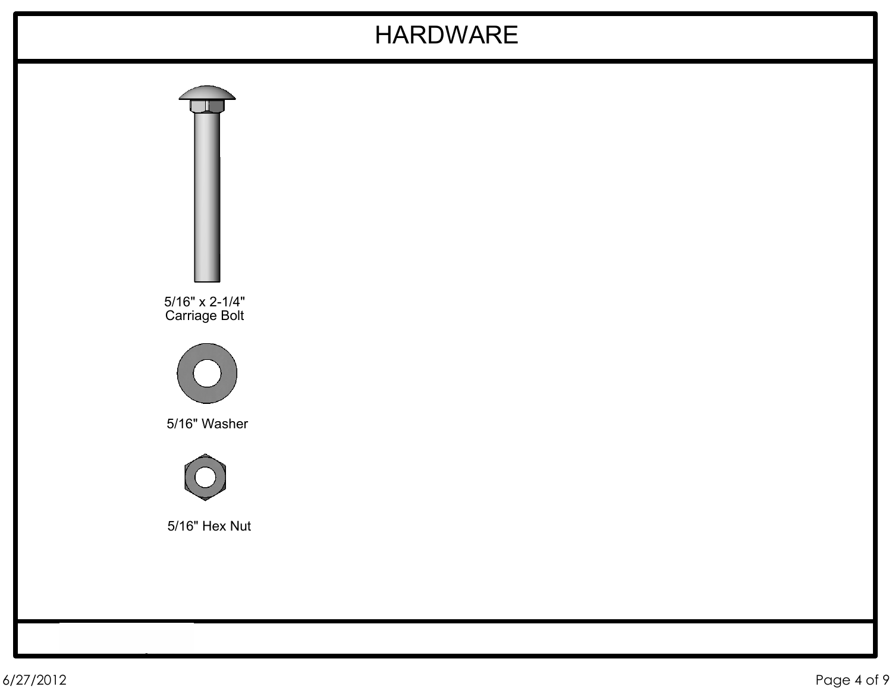# HARDWARE

5/16" x 2-1/4"
Carriage Bolt

5/16" Washer

5/16" Hex Nut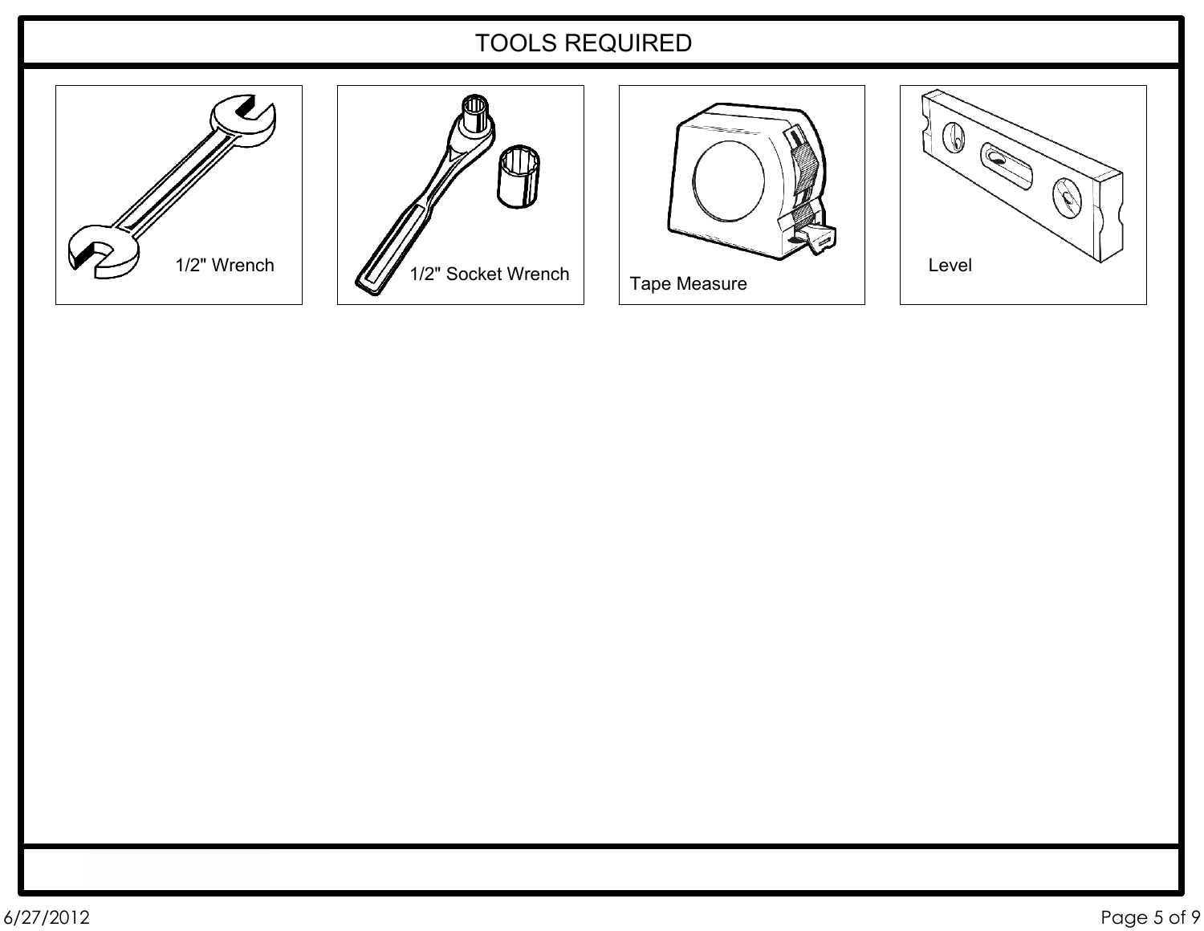# TOOLS REQUIRED

- 1/2" Wrench
- 1/2" Socket Wrench
- Tape Measure
- Level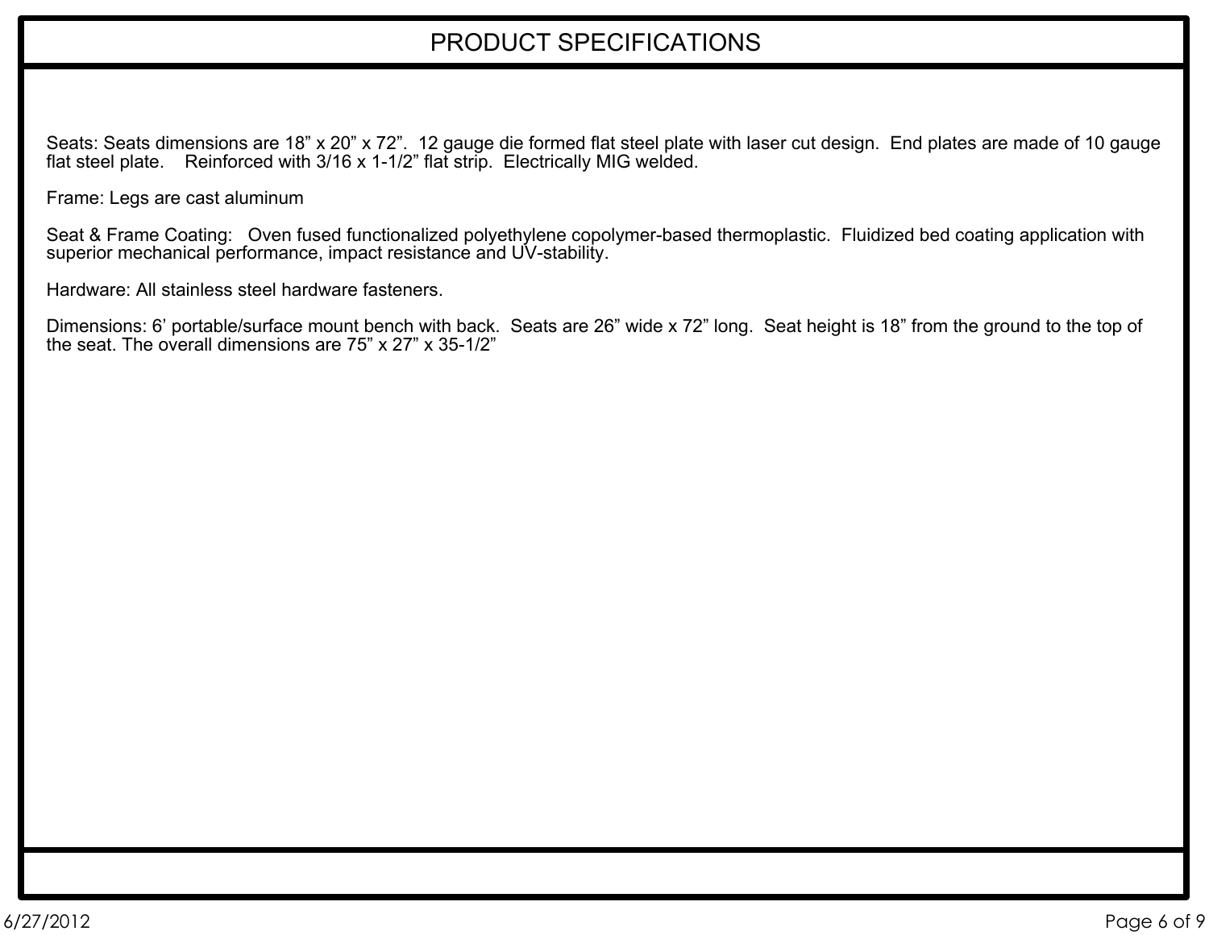# PRODUCT SPECIFICATIONS

Seats: Seats dimensions are 18” x 20” x 72”.  12 gauge die formed flat steel plate with laser cut design.  End plates are made of 10 gauge flat steel plate.    Reinforced with 3/16 x 1-1/2” flat strip.  Electrically MIG welded.

Frame: Legs are cast aluminum

Seat & Frame Coating:   Oven fused functionalized polyethylene copolymer-based thermoplastic.  Fluidized bed coating application with superior mechanical performance, impact resistance and UV-stability.

Hardware: All stainless steel hardware fasteners.

Dimensions: 6’ portable/surface mount bench with back.  Seats are 26” wide x 72” long.  Seat height is 18” from the ground to the top of the seat. The overall dimensions are 75” x 27” x 35-1/2”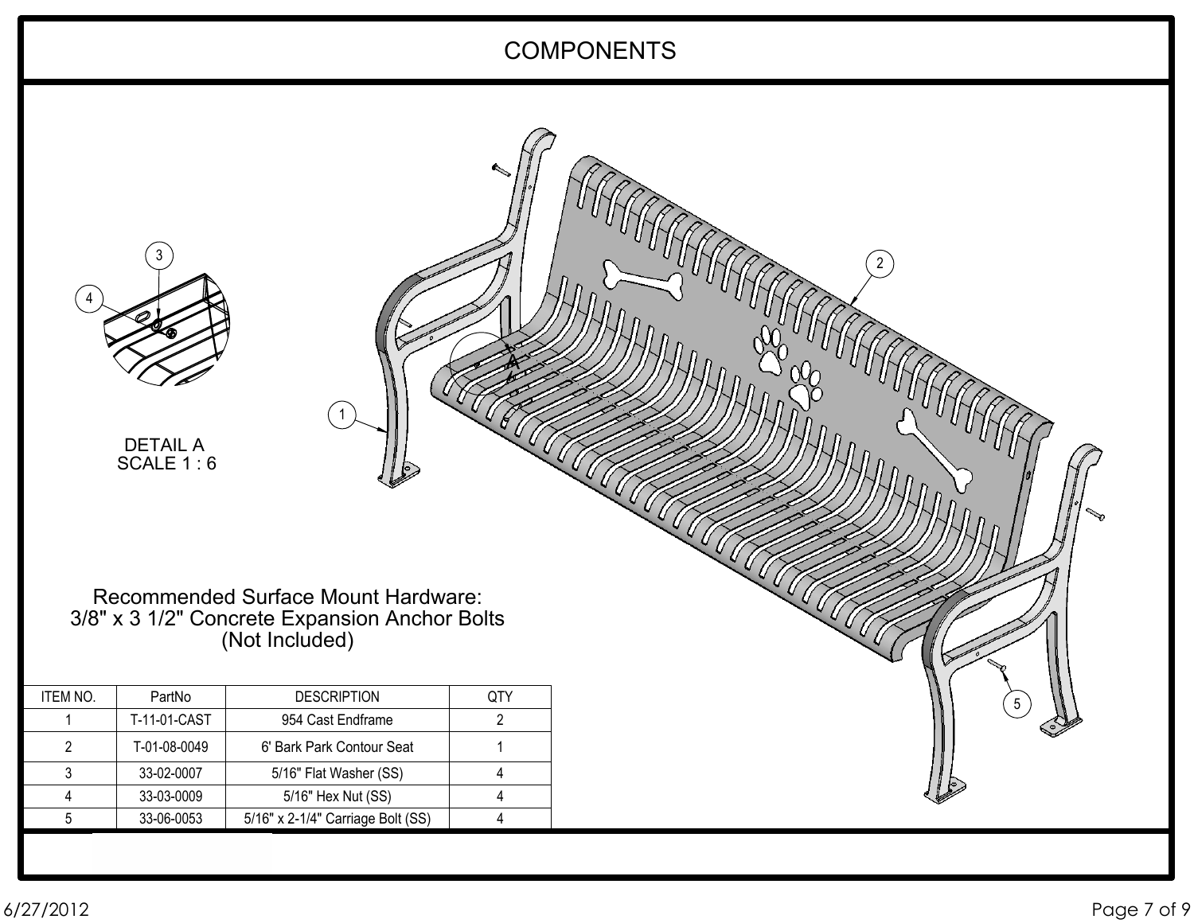# COMPONENTS

DETAIL A
SCALE 1 : 6

Recommended Surface Mount Hardware:
3/8" x 3 1/2" Concrete Expansion Anchor Bolts
(Not Included)

| ITEM NO. | PartNo | DESCRIPTION | QTY |
|---|---|---|---|
| 1 | T-11-01-CAST | 954 Cast Endframe | 2 |
| 2 | T-01-08-0049 | 6' Bark Park Contour Seat | 1 |
| 3 | 33-02-0007 | 5/16" Flat Washer (SS) | 4 |
| 4 | 33-03-0009 | 5/16" Hex Nut (SS) | 4 |
| 5 | 33-06-0053 | 5/16" x 2-1/4" Carriage Bolt (SS) | 4 |

6/27/2012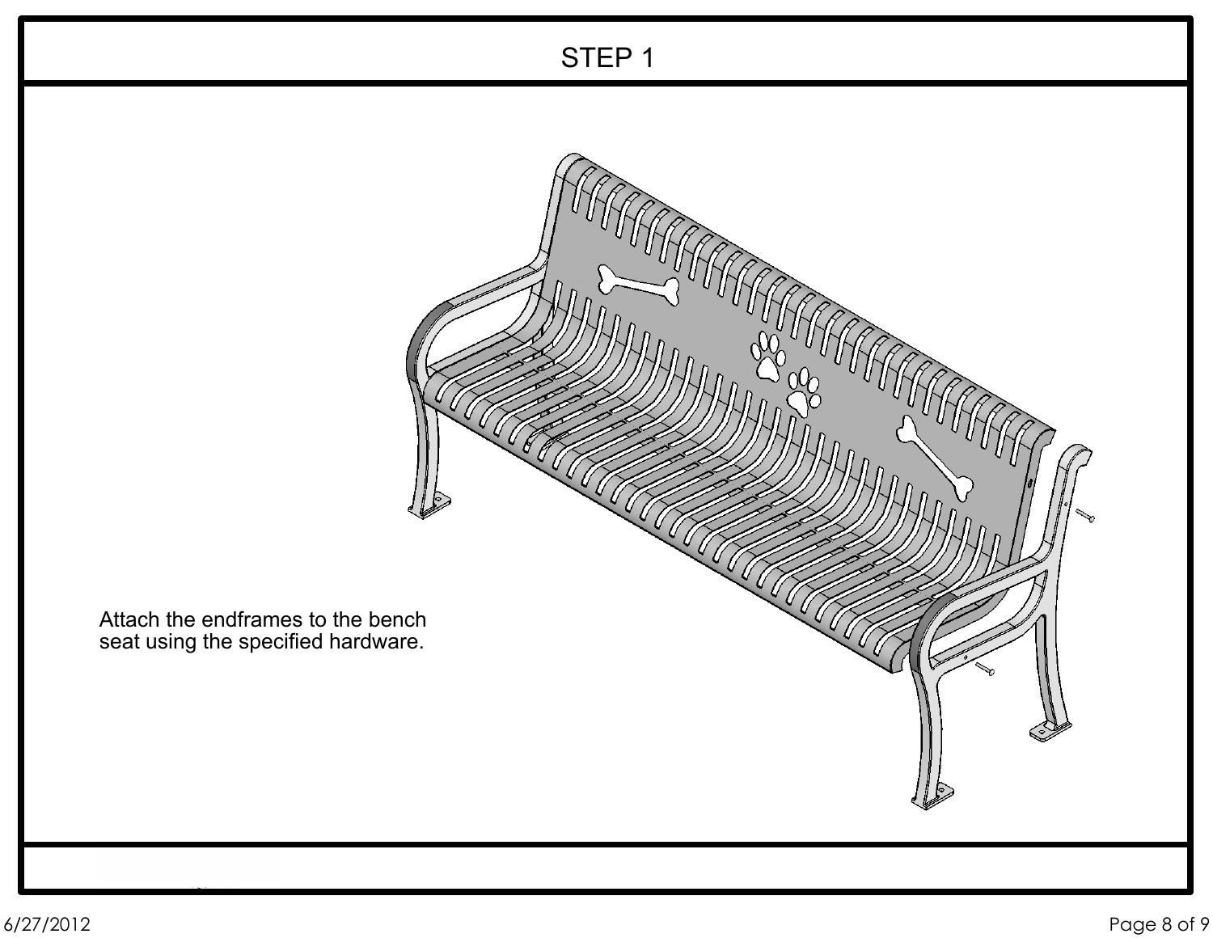# STEP 1

Attach the endframes to the bench seat using the specified hardware.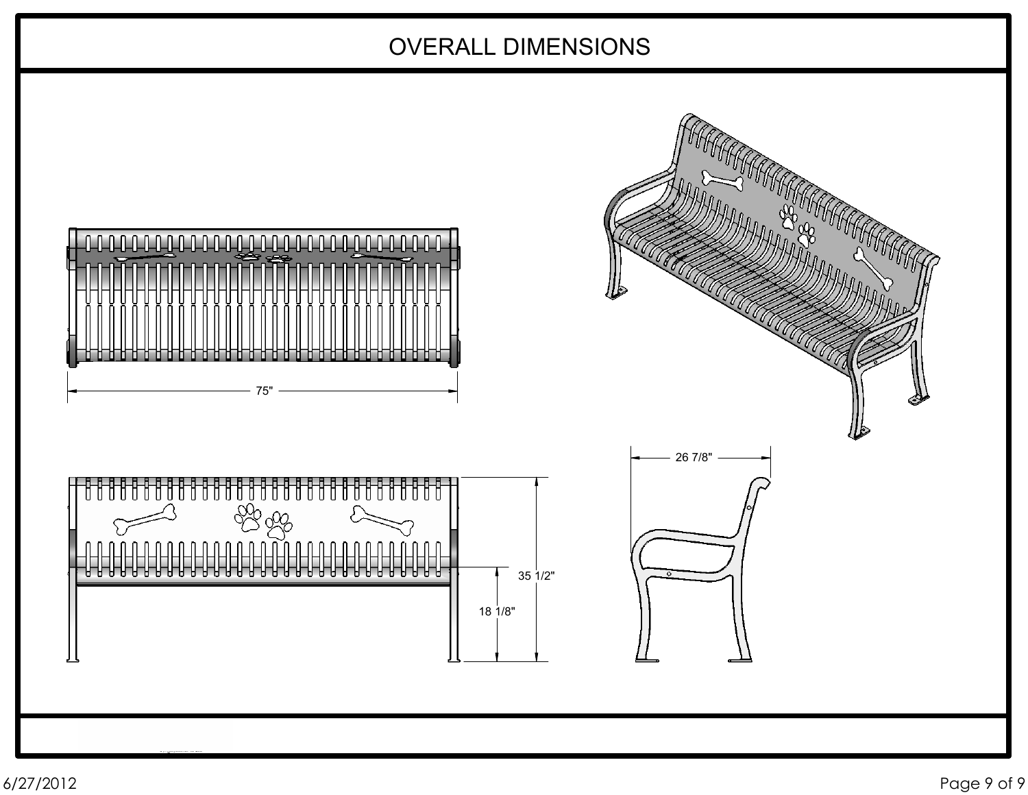# OVERALL DIMENSIONS

75"

35 1/2"

18 1/8"

26 7/8"